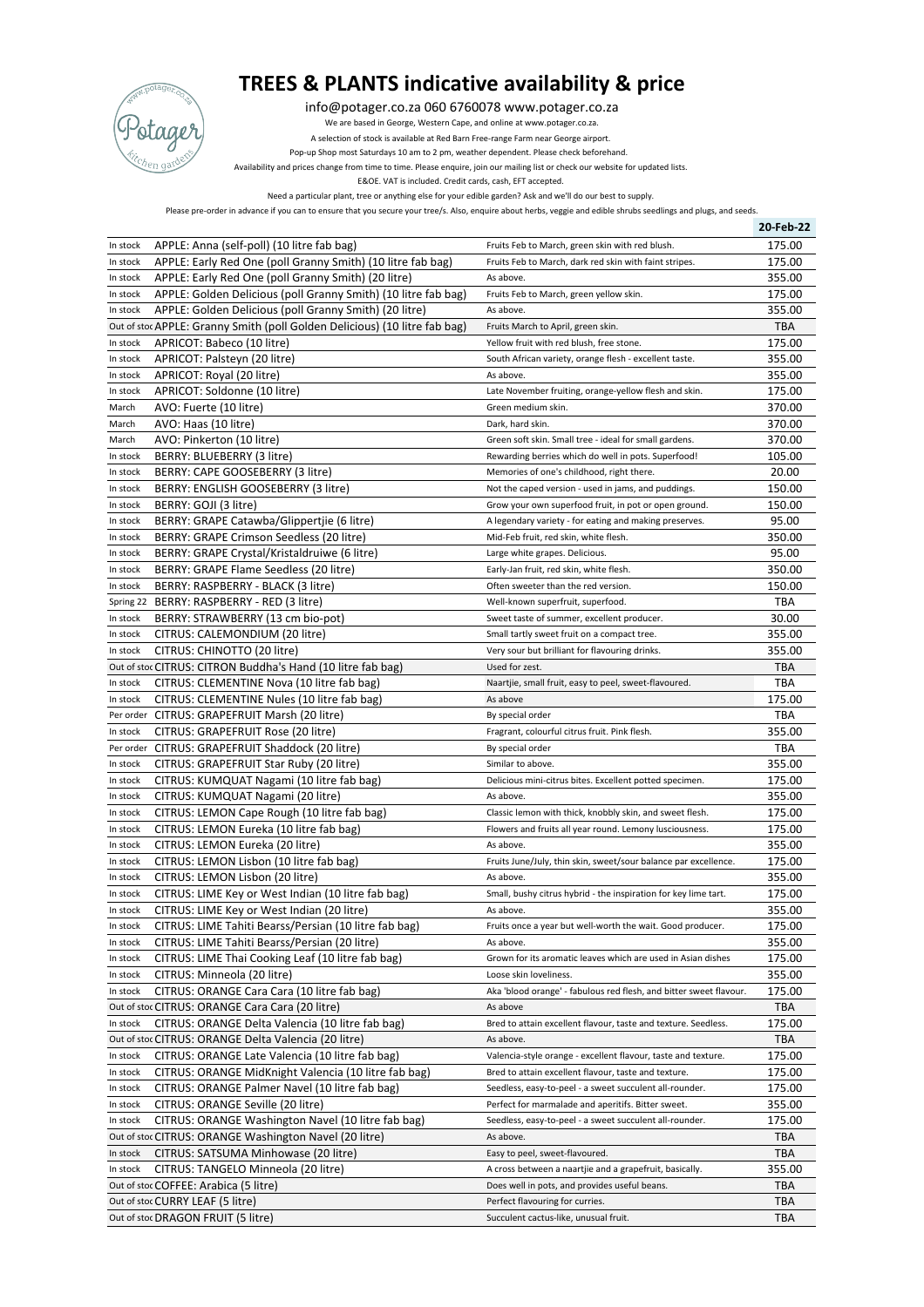# TREES & PLANTS indicative availability & price

info@potager.co.za 060 6760078 www.potager.co.za

We are based in George, Western Cape, and online at www.potager.co.za.

A selection of stock is available at Red Barn Free-range Farm near George airport.

Pop-up Shop most Saturdays 10 am to 2 pm, weather dependent. Please check beforehand.

Availability and prices change from time to time. Please enquire, join our mailing list or check our website for updated lists.

E&OE. VAT is included. Credit cards, cash, EFT accepted.

Need a particular plant, tree or anything else for your edible garden? Ask and we'll do our best to supply.

Please pre-order in advance if you can to ensure that you secure your tree/s. Also, enquire about herbs, veggie and edible shrubs seedlings and plugs, and seeds.

| | | | 20-Feb-22 |
|---|---|---|---|
| In stock | APPLE: Anna (self-poll) (10 litre fab bag) | Fruits Feb to March, green skin with red blush. | 175.00 |
| In stock | APPLE: Early Red One (poll Granny Smith) (10 litre fab bag) | Fruits Feb to March, dark red skin with faint stripes. | 175.00 |
| In stock | APPLE: Early Red One (poll Granny Smith) (20 litre) | As above. | 355.00 |
| In stock | APPLE: Golden Delicious (poll Granny Smith) (10 litre fab bag) | Fruits Feb to March, green yellow skin. | 175.00 |
| In stock | APPLE: Golden Delicious (poll Granny Smith) (20 litre) | As above. | 355.00 |
| Out of stoc | APPLE: Granny Smith (poll Golden Delicious) (10 litre fab bag) | Fruits March to April, green skin. | TBA |
| In stock | APRICOT: Babeco (10 litre) | Yellow fruit with red blush, free stone. | 175.00 |
| In stock | APRICOT: Palsteyn (20 litre) | South African variety, orange flesh - excellent taste. | 355.00 |
| In stock | APRICOT: Royal (20 litre) | As above. | 355.00 |
| In stock | APRICOT: Soldonne (10 litre) | Late November fruiting, orange-yellow flesh and skin. | 175.00 |
| March | AVO: Fuerte (10 litre) | Green medium skin. | 370.00 |
| March | AVO: Haas (10 litre) | Dark, hard skin. | 370.00 |
| March | AVO: Pinkerton (10 litre) | Green soft skin. Small tree - ideal for small gardens. | 370.00 |
| In stock | BERRY: BLUEBERRY (3 litre) | Rewarding berries which do well in pots. Superfood! | 105.00 |
| In stock | BERRY: CAPE GOOSEBERRY (3 litre) | Memories of one's childhood, right there. | 20.00 |
| In stock | BERRY: ENGLISH GOOSEBERRY (3 litre) | Not the caped version - used in jams, and puddings. | 150.00 |
| In stock | BERRY: GOJI (3 litre) | Grow your own superfood fruit, in pot or open ground. | 150.00 |
| In stock | BERRY: GRAPE Catawba/Glippertjie (6 litre) | A legendary variety - for eating and making preserves. | 95.00 |
| In stock | BERRY: GRAPE Crimson Seedless (20 litre) | Mid-Feb fruit, red skin, white flesh. | 350.00 |
| In stock | BERRY: GRAPE Crystal/Kristaldruiwe (6 litre) | Large white grapes. Delicious. | 95.00 |
| In stock | BERRY: GRAPE Flame Seedless (20 litre) | Early-Jan fruit, red skin, white flesh. | 350.00 |
| In stock | BERRY: RASPBERRY - BLACK (3 litre) | Often sweeter than the red version. | 150.00 |
| Spring 22 | BERRY: RASPBERRY - RED (3 litre) | Well-known superfruit, superfood. | TBA |
| In stock | BERRY: STRAWBERRY (13 cm bio-pot) | Sweet taste of summer, excellent producer. | 30.00 |
| In stock | CITRUS: CALEMONDIUM (20 litre) | Small tartly sweet fruit on a compact tree. | 355.00 |
| In stock | CITRUS: CHINOTTO (20 litre) | Very sour but brilliant for flavouring drinks. | 355.00 |
| Out of stoc | CITRUS: CITRON Buddha's Hand (10 litre fab bag) | Used for zest. | TBA |
| In stock | CITRUS: CLEMENTINE Nova (10 litre fab bag) | Naartjie, small fruit, easy to peel, sweet-flavoured. | TBA |
| In stock | CITRUS: CLEMENTINE Nules (10 litre fab bag) | As above | 175.00 |
| Per order | CITRUS: GRAPEFRUIT Marsh (20 litre) | By special order | TBA |
| In stock | CITRUS: GRAPEFRUIT Rose (20 litre) | Fragrant, colourful citrus fruit. Pink flesh. | 355.00 |
| Per order | CITRUS: GRAPEFRUIT Shaddock (20 litre) | By special order | TBA |
| In stock | CITRUS: GRAPEFRUIT Star Ruby (20 litre) | Similar to above. | 355.00 |
| In stock | CITRUS: KUMQUAT Nagami (10 litre fab bag) | Delicious mini-citrus bites. Excellent potted specimen. | 175.00 |
| In stock | CITRUS: KUMQUAT Nagami (20 litre) | As above. | 355.00 |
| In stock | CITRUS: LEMON Cape Rough (10 litre fab bag) | Classic lemon with thick, knobbly skin, and sweet flesh. | 175.00 |
| In stock | CITRUS: LEMON Eureka (10 litre fab bag) | Flowers and fruits all year round. Lemony lusciousness. | 175.00 |
| In stock | CITRUS: LEMON Eureka (20 litre) | As above. | 355.00 |
| In stock | CITRUS: LEMON Lisbon (10 litre fab bag) | Fruits June/July, thin skin, sweet/sour balance par excellence. | 175.00 |
| In stock | CITRUS: LEMON Lisbon (20 litre) | As above. | 355.00 |
| In stock | CITRUS: LIME Key or West Indian (10 litre fab bag) | Small, bushy citrus hybrid - the inspiration for key lime tart. | 175.00 |
| In stock | CITRUS: LIME Key or West Indian (20 litre) | As above. | 355.00 |
| In stock | CITRUS: LIME Tahiti Bearss/Persian (10 litre fab bag) | Fruits once a year but well-worth the wait. Good producer. | 175.00 |
| In stock | CITRUS: LIME Tahiti Bearss/Persian (20 litre) | As above. | 355.00 |
| In stock | CITRUS: LIME Thai Cooking Leaf (10 litre fab bag) | Grown for its aromatic leaves which are used in Asian dishes | 175.00 |
| In stock | CITRUS: Minneola (20 litre) | Loose skin loveliness. | 355.00 |
| In stock | CITRUS: ORANGE Cara Cara (10 litre fab bag) | Aka 'blood orange' - fabulous red flesh, and bitter sweet flavour. | 175.00 |
| Out of stoc | CITRUS: ORANGE Cara Cara (20 litre) | As above | TBA |
| In stock | CITRUS: ORANGE Delta Valencia (10 litre fab bag) | Bred to attain excellent flavour, taste and texture. Seedless. | 175.00 |
| Out of stoc | CITRUS: ORANGE Delta Valencia (20 litre) | As above. | TBA |
| In stock | CITRUS: ORANGE Late Valencia (10 litre fab bag) | Valencia-style orange - excellent flavour, taste and texture. | 175.00 |
| In stock | CITRUS: ORANGE MidKnight Valencia (10 litre fab bag) | Bred to attain excellent flavour, taste and texture. | 175.00 |
| In stock | CITRUS: ORANGE Palmer Navel (10 litre fab bag) | Seedless, easy-to-peel - a sweet succulent all-rounder. | 175.00 |
| In stock | CITRUS: ORANGE Seville (20 litre) | Perfect for marmalade and aperitifs. Bitter sweet. | 355.00 |
| In stock | CITRUS: ORANGE Washington Navel (10 litre fab bag) | Seedless, easy-to-peel - a sweet succulent all-rounder. | 175.00 |
| Out of stoc | CITRUS: ORANGE Washington Navel (20 litre) | As above. | TBA |
| In stock | CITRUS: SATSUMA Minhowase (20 litre) | Easy to peel, sweet-flavoured. | TBA |
| In stock | CITRUS: TANGELO Minneola (20 litre) | A cross between a naartjie and a grapefruit, basically. | 355.00 |
| Out of stoc | COFFEE: Arabica (5 litre) | Does well in pots, and provides useful beans. | TBA |
| Out of stoc | CURRY LEAF (5 litre) | Perfect flavouring for curries. | TBA |
| Out of stoc | DRAGON FRUIT (5 litre) | Succulent cactus-like, unusual fruit. | TBA |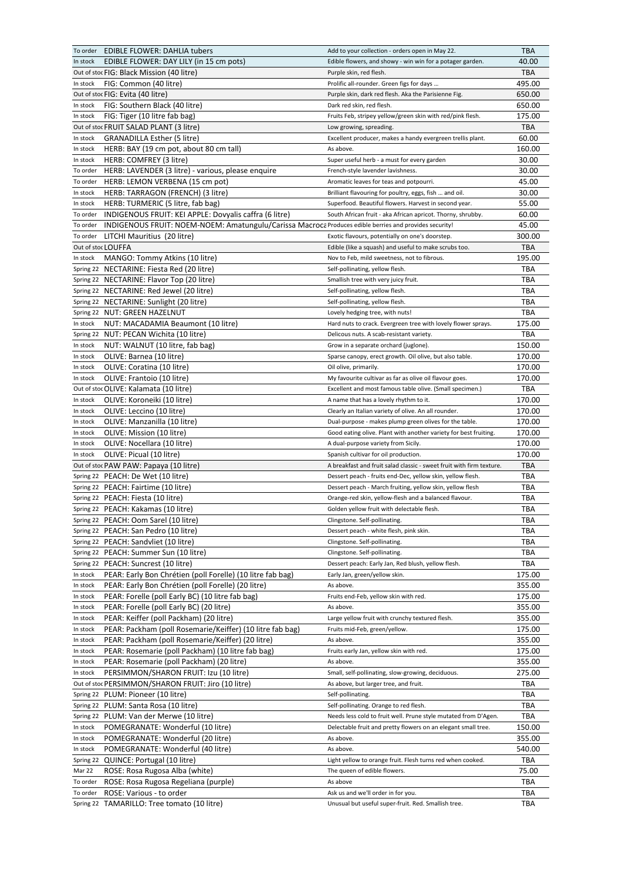| | | | |
|---|---|---|---|
| To order | EDIBLE FLOWER: DAHLIA tubers | Add to your collection - orders open in May 22. | TBA |
| In stock | EDIBLE FLOWER: DAY LILY (in 15 cm pots) | Edible flowers, and showy - win win for a potager garden. | 40.00 |
| Out of stoc | FIG: Black Mission (40 litre) | Purple skin, red flesh. | TBA |
| In stock | FIG: Common (40 litre) | Prolific all-rounder. Green figs for days ... | 495.00 |
| Out of stoc | FIG: Evita (40 litre) | Purple skin, dark red flesh. Aka the Parisienne Fig. | 650.00 |
| In stock | FIG: Southern Black (40 litre) | Dark red skin, red flesh. | 650.00 |
| In stock | FIG: Tiger (10 litre fab bag) | Fruits Feb, stripey yellow/green skin with red/pink flesh. | 175.00 |
| Out of stoc | FRUIT SALAD PLANT (3 litre) | Low growing, spreading. | TBA |
| In stock | GRANADILLA Esther (5 litre) | Excellent producer, makes a handy evergreen trellis plant. | 60.00 |
| In stock | HERB: BAY (19 cm pot, about 80 cm tall) | As above. | 160.00 |
| In stock | HERB: COMFREY (3 litre) | Super useful herb - a must for every garden | 30.00 |
| To order | HERB: LAVENDER (3 litre) - various, please enquire | French-style lavender lavishness. | 30.00 |
| To order | HERB: LEMON VERBENA (15 cm pot) | Aromatic leaves for teas and potpourri. | 45.00 |
| In stock | HERB: TARRAGON (FRENCH) (3 litre) | Brilliant flavouring for poultry, eggs, fish ... and oil. | 30.00 |
| In stock | HERB: TURMERIC (5 litre, fab bag) | Superfood. Beautiful flowers. Harvest in second year. | 55.00 |
| To order | INDIGENOUS FRUIT: KEI APPLE: Dovyalis caffra (6 litre) | South African fruit - aka African apricot. Thorny, shrubby. | 60.00 |
| To order | INDIGENOUS FRUIT: NOEM-NOEM: Amatungulu/Carissa Macroca | Produces edible berries and provides security! | 45.00 |
| To order | LITCHI Mauritius (20 litre) | Exotic flavours, potentially on one's doorstep. | 300.00 |
| Out of stoc | LOUFFA | Edible (like a squash) and useful to make scrubs too. | TBA |
| In stock | MANGO: Tommy Atkins (10 litre) | Nov to Feb, mild sweetness, not to fibrous. | 195.00 |
| Spring 22 | NECTARINE: Fiesta Red (20 litre) | Self-pollinating, yellow flesh. | TBA |
| Spring 22 | NECTARINE: Flavor Top (20 litre) | Smallish tree with very juicy fruit. | TBA |
| Spring 22 | NECTARINE: Red Jewel (20 litre) | Self-pollinating, yellow flesh. | TBA |
| Spring 22 | NECTARINE: Sunlight (20 litre) | Self-pollinating, yellow flesh. | TBA |
| Spring 22 | NUT: GREEN HAZELNUT | Lovely hedging tree, with nuts! | TBA |
| In stock | NUT: MACADAMIA Beaumont (10 litre) | Hard nuts to crack. Evergreen tree with lovely flower sprays. | 175.00 |
| Spring 22 | NUT: PECAN Wichita (10 litre) | Delicous nuts. A scab-resistant variety. | TBA |
| In stock | NUT: WALNUT (10 litre, fab bag) | Grow in a separate orchard (juglone). | 150.00 |
| In stock | OLIVE: Barnea (10 litre) | Sparse canopy, erect growth. Oil olive, but also table. | 170.00 |
| In stock | OLIVE: Coratina (10 litre) | Oil olive, primarily. | 170.00 |
| In stock | OLIVE: Frantoio (10 litre) | My favourite cultivar as far as olive oil flavour goes. | 170.00 |
| Out of stoc | OLIVE: Kalamata (10 litre) | Excellent and most famous table olive. (Small specimen.) | TBA |
| In stock | OLIVE: Koroneiki (10 litre) | A name that has a lovely rhythm to it. | 170.00 |
| In stock | OLIVE: Leccino (10 litre) | Clearly an Italian variety of olive. An all rounder. | 170.00 |
| In stock | OLIVE: Manzanilla (10 litre) | Dual-purpose - makes plump green olives for the table. | 170.00 |
| In stock | OLIVE: Mission (10 litre) | Good eating olive. Plant with another variety for best fruiting. | 170.00 |
| In stock | OLIVE: Nocellara (10 litre) | A dual-purpose variety from Sicily. | 170.00 |
| In stock | OLIVE: Picual (10 litre) | Spanish cultivar for oil production. | 170.00 |
| Out of stoc | PAW PAW: Papaya (10 litre) | A breakfast and fruit salad classic - sweet fruit with firm texture. | TBA |
| Spring 22 | PEACH: De Wet (10 litre) | Dessert peach - fruits end-Dec, yellow skin, yellow flesh. | TBA |
| Spring 22 | PEACH: Fairtime (10 litre) | Dessert peach - March fruiting, yellow skin, yellow flesh | TBA |
| Spring 22 | PEACH: Fiesta (10 litre) | Orange-red skin, yellow-flesh and a balanced flavour. | TBA |
| Spring 22 | PEACH: Kakamas (10 litre) | Golden yellow fruit with delectable flesh. | TBA |
| Spring 22 | PEACH: Oom Sarel (10 litre) | Clingstone. Self-pollinating. | TBA |
| Spring 22 | PEACH: San Pedro (10 litre) | Dessert peach - white flesh, pink skin. | TBA |
| Spring 22 | PEACH: Sandvliet (10 litre) | Clingstone. Self-pollinating. | TBA |
| Spring 22 | PEACH: Summer Sun (10 litre) | Clingstone. Self-pollinating. | TBA |
| Spring 22 | PEACH: Suncrest (10 litre) | Dessert peach: Early Jan, Red blush, yellow flesh. | TBA |
| In stock | PEAR: Early Bon Chrétien (poll Forelle) (10 litre fab bag) | Early Jan, green/yellow skin. | 175.00 |
| In stock | PEAR: Early Bon Chrétien (poll Forelle) (20 litre) | As above. | 355.00 |
| In stock | PEAR: Forelle (poll Early BC) (10 litre fab bag) | Fruits end-Feb, yellow skin with red. | 175.00 |
| In stock | PEAR: Forelle (poll Early BC) (20 litre) | As above. | 355.00 |
| In stock | PEAR: Keiffer (poll Packham) (20 litre) | Large yellow fruit with crunchy textured flesh. | 355.00 |
| In stock | PEAR: Packham (poll Rosemarie/Keiffer) (10 litre fab bag) | Fruits mid-Feb, green/yellow. | 175.00 |
| In stock | PEAR: Packham (poll Rosemarie/Keiffer) (20 litre) | As above. | 355.00 |
| In stock | PEAR: Rosemarie (poll Packham) (10 litre fab bag) | Fruits early Jan, yellow skin with red. | 175.00 |
| In stock | PEAR: Rosemarie (poll Packham) (20 litre) | As above. | 355.00 |
| In stock | PERSIMMON/SHARON FRUIT: Izu (10 litre) | Small, self-pollinating, slow-growing, deciduous. | 275.00 |
| Out of stoc | PERSIMMON/SHARON FRUIT: Jiro (10 litre) | As above, but larger tree, and fruit. | TBA |
| Spring 22 | PLUM: Pioneer (10 litre) | Self-pollinating. | TBA |
| Spring 22 | PLUM: Santa Rosa (10 litre) | Self-pollinating. Orange to red flesh. | TBA |
| Spring 22 | PLUM: Van der Merwe (10 litre) | Needs less cold to fruit well. Prune style mutated from D'Agen. | TBA |
| In stock | POMEGRANATE: Wonderful (10 litre) | Delectable fruit and pretty flowers on an elegant small tree. | 150.00 |
| In stock | POMEGRANATE: Wonderful (20 litre) | As above. | 355.00 |
| In stock | POMEGRANATE: Wonderful (40 litre) | As above. | 540.00 |
| Spring 22 | QUINCE: Portugal (10 litre) | Light yellow to orange fruit. Flesh turns red when cooked. | TBA |
| Mar 22 | ROSE: Rosa Rugosa Alba (white) | The queen of edible flowers. | 75.00 |
| To order | ROSE: Rosa Rugosa Regeliana (purple) | As above | TBA |
| To order | ROSE: Various - to order | Ask us and we'll order in for you. | TBA |
| Spring 22 | TAMARILLO: Tree tomato (10 litre) | Unusual but useful super-fruit. Red. Smallish tree. | TBA |